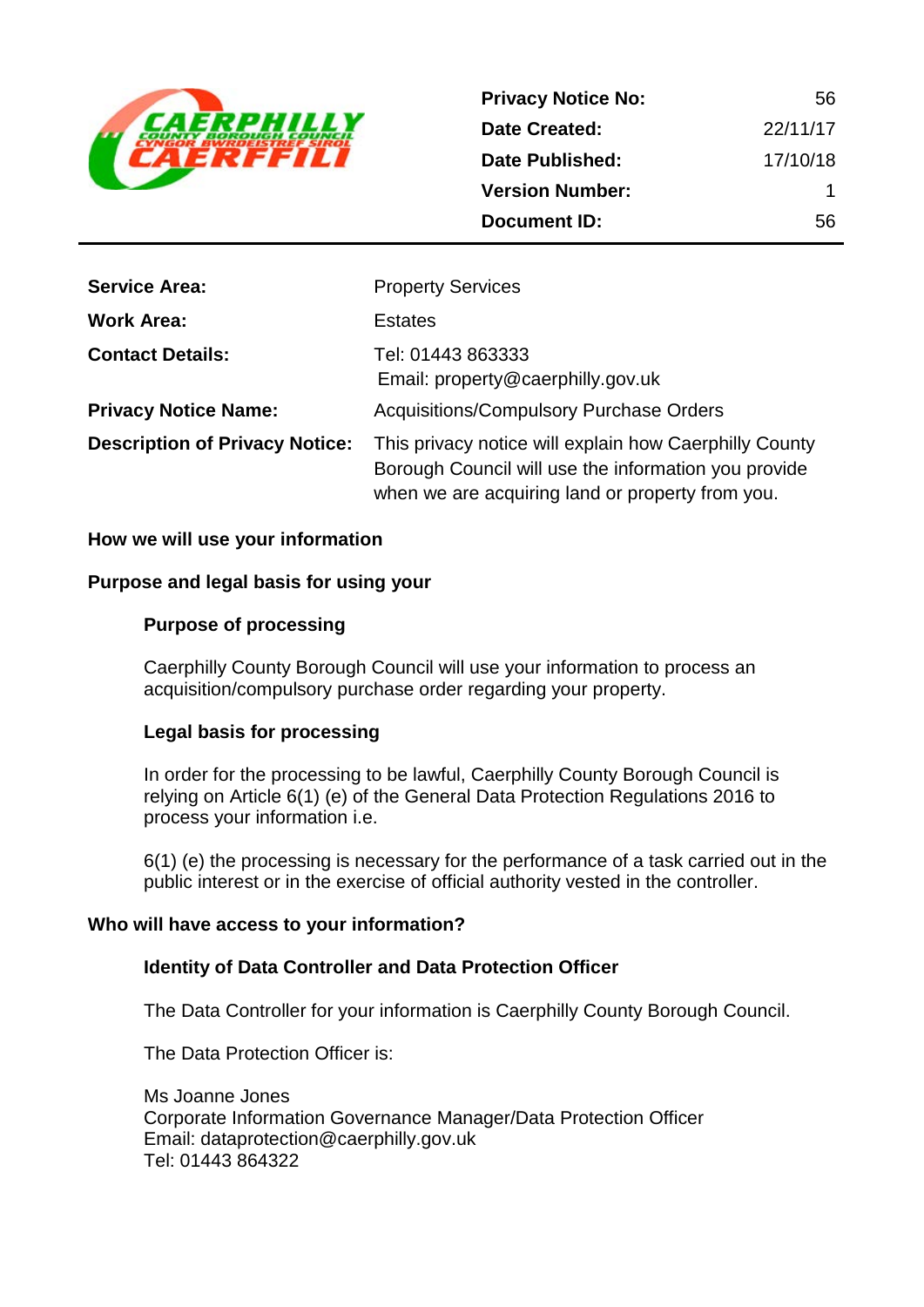| | |
|---|---|
| **Privacy Notice No:** | 56 |
| **Date Created:** | 22/11/17 |
| **Date Published:** | 17/10/18 |
| **Version Number:** | 1 |
| **Document ID:** | 56 |

| | |
|---|---|
| **Service Area:** | Property Services |
| **Work Area:** | Estates |
| **Contact Details:** | Tel: 01443 863333<br>Email: property@caerphilly.gov.uk |
| **Privacy Notice Name:** | Acquisitions/Compulsory Purchase Orders |
| **Description of Privacy Notice:** | This privacy notice will explain how Caerphilly County Borough Council will use the information you provide when we are acquiring land or property from you. |

## How we will use your information

## Purpose and legal basis for using your

### Purpose of processing

Caerphilly County Borough Council will use your information to process an acquisition/compulsory purchase order regarding your property.

### Legal basis for processing

In order for the processing to be lawful, Caerphilly County Borough Council is relying on Article 6(1) (e) of the General Data Protection Regulations 2016 to process your information i.e.

6(1) (e) the processing is necessary for the performance of a task carried out in the public interest or in the exercise of official authority vested in the controller.

## Who will have access to your information?

### Identity of Data Controller and Data Protection Officer

The Data Controller for your information is Caerphilly County Borough Council.

The Data Protection Officer is:

Ms Joanne Jones
Corporate Information Governance Manager/Data Protection Officer
Email: dataprotection@caerphilly.gov.uk
Tel: 01443 864322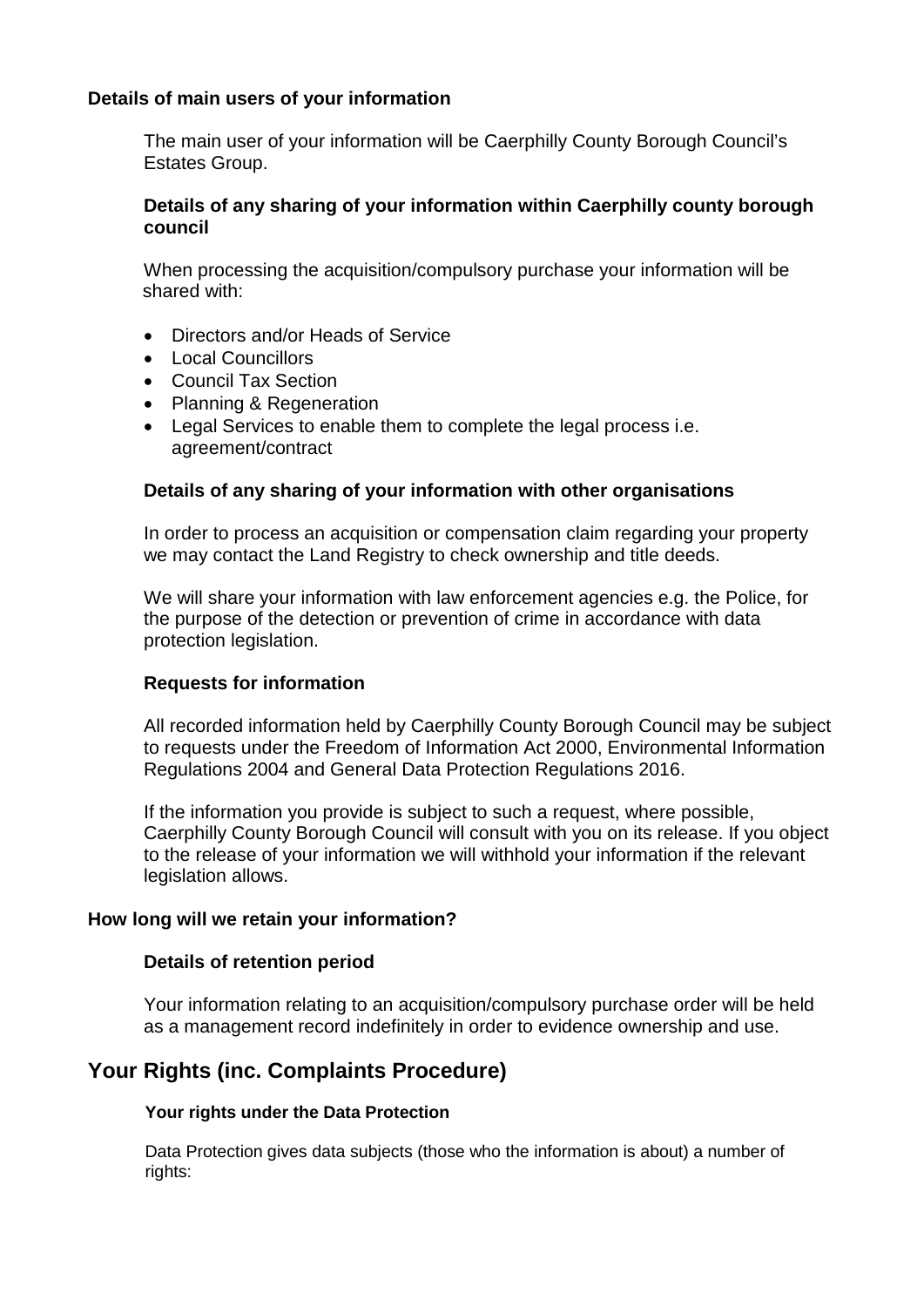### Details of main users of your information

The main user of your information will be Caerphilly County Borough Council's Estates Group.

#### Details of any sharing of your information within Caerphilly county borough council

When processing the acquisition/compulsory purchase your information will be shared with:

- Directors and/or Heads of Service
- Local Councillors
- Council Tax Section
- Planning & Regeneration
- Legal Services to enable them to complete the legal process i.e. agreement/contract

#### Details of any sharing of your information with other organisations

In order to process an acquisition or compensation claim regarding your property we may contact the Land Registry to check ownership and title deeds.

We will share your information with law enforcement agencies e.g. the Police, for the purpose of the detection or prevention of crime in accordance with data protection legislation.

#### Requests for information

All recorded information held by Caerphilly County Borough Council may be subject to requests under the Freedom of Information Act 2000, Environmental Information Regulations 2004 and General Data Protection Regulations 2016.

If the information you provide is subject to such a request, where possible, Caerphilly County Borough Council will consult with you on its release. If you object to the release of your information we will withhold your information if the relevant legislation allows.

### How long will we retain your information?

#### Details of retention period

Your information relating to an acquisition/compulsory purchase order will be held as a management record indefinitely in order to evidence ownership and use.

## Your Rights (inc. Complaints Procedure)

#### Your rights under the Data Protection

Data Protection gives data subjects (those who the information is about) a number of rights: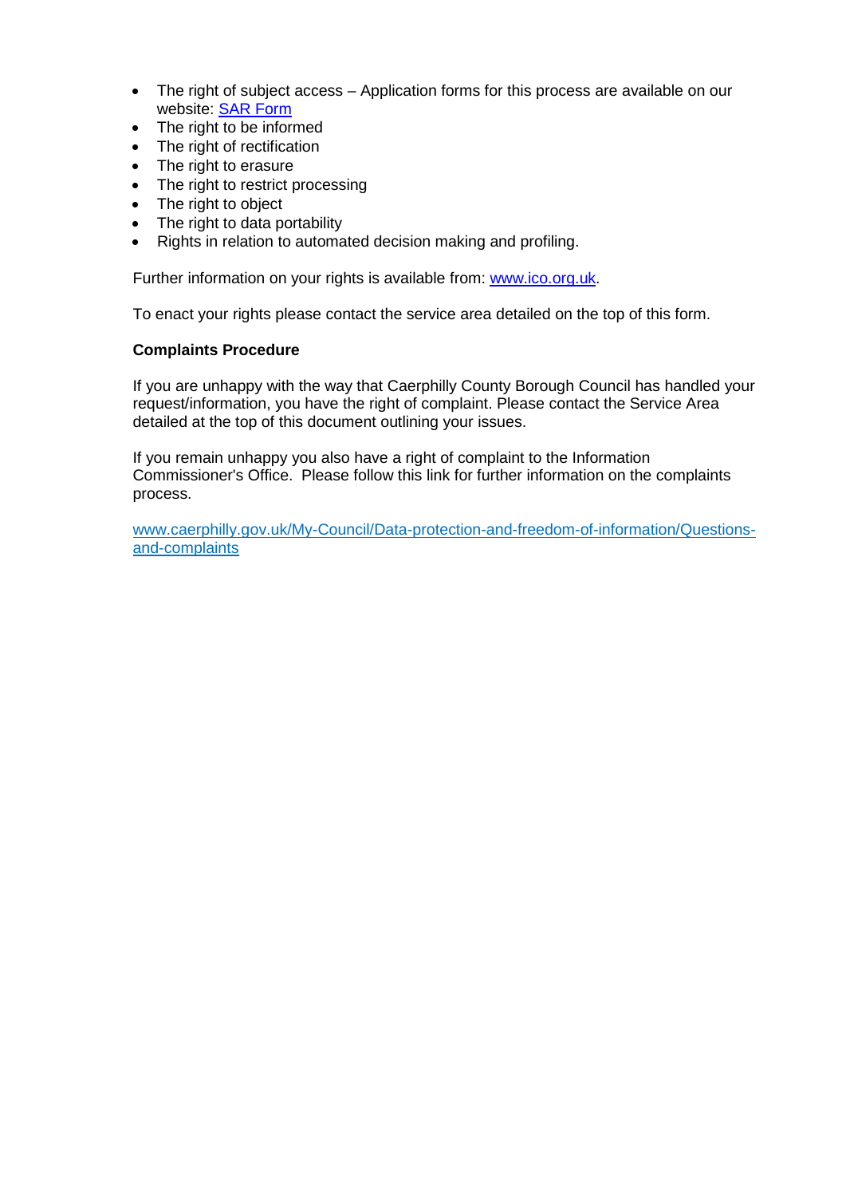- The right of subject access – Application forms for this process are available on our website: [SAR Form]
- The right to be informed
- The right of rectification
- The right to erasure
- The right to restrict processing
- The right to object
- The right to data portability
- Rights in relation to automated decision making and profiling.

Further information on your rights is available from: [www.ico.org.uk](http://www.ico.org.uk).

To enact your rights please contact the service area detailed on the top of this form.

**Complaints Procedure**

If you are unhappy with the way that Caerphilly County Borough Council has handled your request/information, you have the right of complaint. Please contact the Service Area detailed at the top of this document outlining your issues.

If you remain unhappy you also have a right of complaint to the Information Commissioner's Office. Please follow this link for further information on the complaints process.

[www.caerphilly.gov.uk/My-Council/Data-protection-and-freedom-of-information/Questions-and-complaints](http://www.caerphilly.gov.uk/My-Council/Data-protection-and-freedom-of-information/Questions-and-complaints)